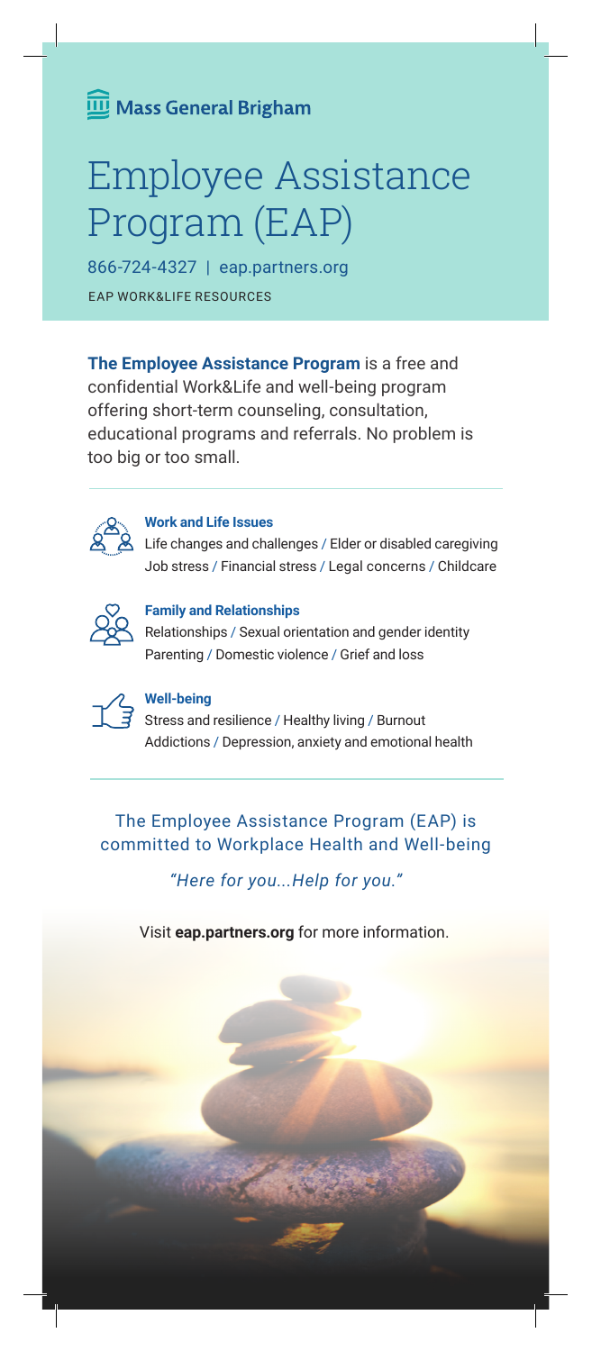Mass General Brigham

# Employee Assistance Program (EAP)

866-724-4327 | eap.partners.org

EAP WORK&LIFE RESOURCES

**The Employee Assistance Program** is a free and confidential Work&Life and well-being program offering short-term counseling, consultation, educational programs and referrals. No problem is too big or too small.

### Work and Life Issues

Life changes and challenges / Elder or disabled caregiving / Job stress / Financial stress / Legal concerns / Childcare

### Family and Relationships

Relationships / Sexual orientation and gender identity / Parenting / Domestic violence / Grief and loss

### Well-being

Stress and resilience / Healthy living / Burnout / Addictions / Depression, anxiety and emotional health

The Employee Assistance Program (EAP) is committed to Workplace Health and Well-being

*"Here for you...Help for you."*

Visit **eap.partners.org** for more information.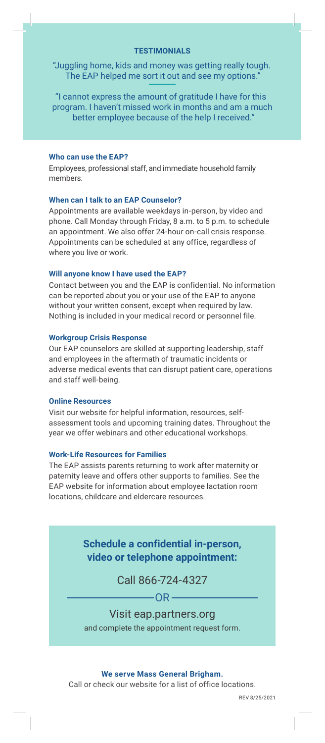## TESTIMONIALS

"Juggling home, kids and money was getting really tough. The EAP helped me sort it out and see my options."

"I cannot express the amount of gratitude I have for this program. I haven't missed work in months and am a much better employee because of the help I received."

### Who can use the EAP?

Employees, professional staff, and immediate household family members.

### When can I talk to an EAP Counselor?

Appointments are available weekdays in-person, by video and phone. Call Monday through Friday, 8 a.m. to 5 p.m. to schedule an appointment. We also offer 24-hour on-call crisis response. Appointments can be scheduled at any office, regardless of where you live or work.

### Will anyone know I have used the EAP?

Contact between you and the EAP is confidential. No information can be reported about you or your use of the EAP to anyone without your written consent, except when required by law. Nothing is included in your medical record or personnel file.

### Workgroup Crisis Response

Our EAP counselors are skilled at supporting leadership, staff and employees in the aftermath of traumatic incidents or adverse medical events that can disrupt patient care, operations and staff well-being.

### Online Resources

Visit our website for helpful information, resources, self-assessment tools and upcoming training dates. Throughout the year we offer webinars and other educational workshops.

### Work-Life Resources for Families

The EAP assists parents returning to work after maternity or paternity leave and offers other supports to families. See the EAP website for information about employee lactation room locations, childcare and eldercare resources.

## Schedule a confidential in-person, video or telephone appointment:

Call 866-724-4327

OR

Visit eap.partners.org

and complete the appointment request form.

**We serve Mass General Brigham.**

Call or check our website for a list of office locations.

REV 8/25/2021